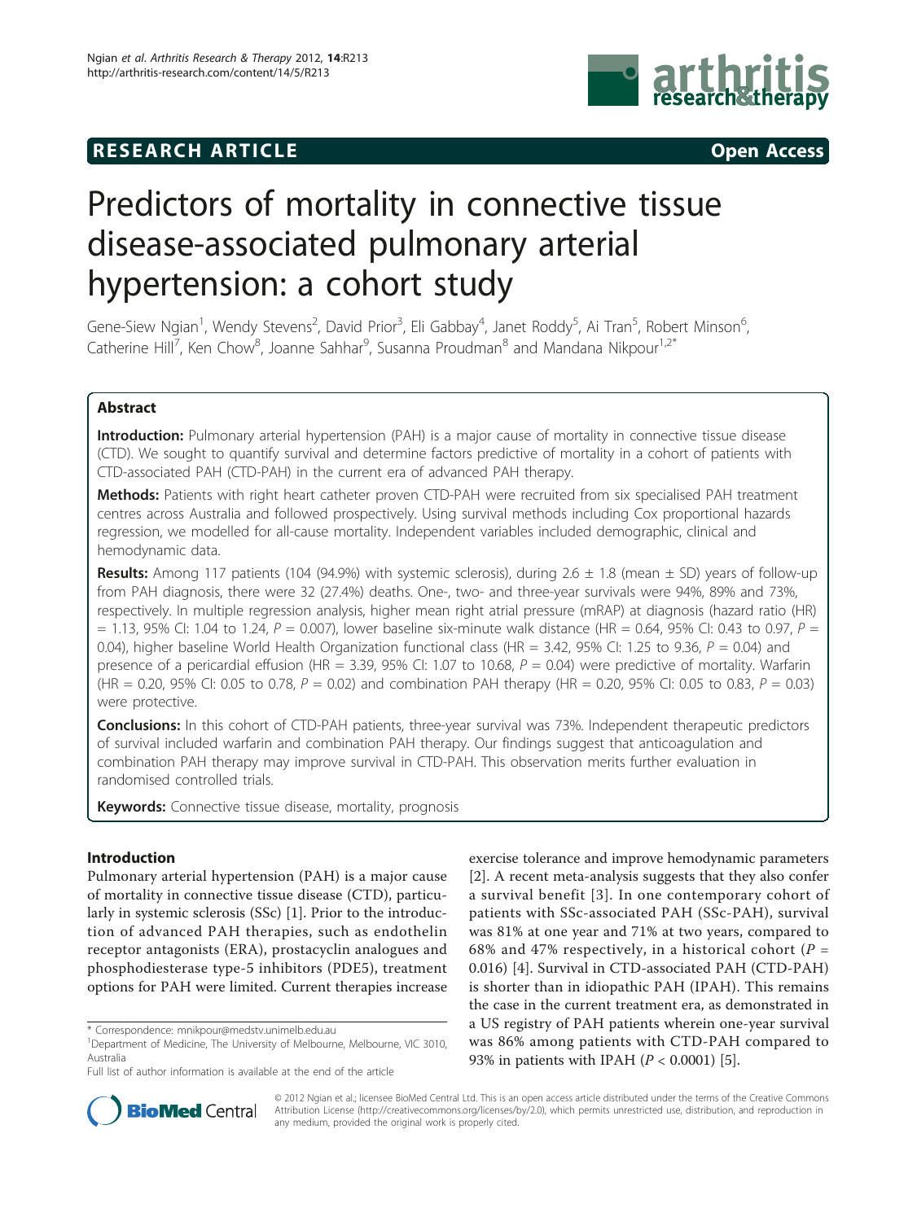RESEARCH ARTICLE Open Access

# Predictors of mortality in connective tissue disease-associated pulmonary arterial hypertension: a cohort study

Gene-Siew Ngian[1], Wendy Stevens[2], David Prior[3], Eli Gabbay[4], Janet Roddy[5], Ai Tran[5], Robert Minson[6], Catherine Hill[7], Ken Chow[8], Joanne Sahhar[9], Susanna Proudman[8] and Mandana Nikpour[1,2*]

## Abstract

**Introduction:** Pulmonary arterial hypertension (PAH) is a major cause of mortality in connective tissue disease (CTD). We sought to quantify survival and determine factors predictive of mortality in a cohort of patients with CTD-associated PAH (CTD-PAH) in the current era of advanced PAH therapy.

**Methods:** Patients with right heart catheter proven CTD-PAH were recruited from six specialised PAH treatment centres across Australia and followed prospectively. Using survival methods including Cox proportional hazards regression, we modelled for all-cause mortality. Independent variables included demographic, clinical and hemodynamic data.

**Results:** Among 117 patients (104 (94.9%) with systemic sclerosis), during 2.6 ± 1.8 (mean ± SD) years of follow-up from PAH diagnosis, there were 32 (27.4%) deaths. One-, two- and three-year survivals were 94%, 89% and 73%, respectively. In multiple regression analysis, higher mean right atrial pressure (mRAP) at diagnosis (hazard ratio (HR) = 1.13, 95% CI: 1.04 to 1.24, $P = 0.007$), lower baseline six-minute walk distance (HR = 0.64, 95% CI: 0.43 to 0.97, $P = 0.04$), higher baseline World Health Organization functional class (HR = 3.42, 95% CI: 1.25 to 9.36, $P = 0.04$) and presence of a pericardial effusion (HR = 3.39, 95% CI: 1.07 to 10.68, $P = 0.04$) were predictive of mortality. Warfarin (HR = 0.20, 95% CI: 0.05 to 0.78, $P = 0.02$) and combination PAH therapy (HR = 0.20, 95% CI: 0.05 to 0.83, $P = 0.03$) were protective.

**Conclusions:** In this cohort of CTD-PAH patients, three-year survival was 73%. Independent therapeutic predictors of survival included warfarin and combination PAH therapy. Our findings suggest that anticoagulation and combination PAH therapy may improve survival in CTD-PAH. This observation merits further evaluation in randomised controlled trials.

**Keywords:** Connective tissue disease, mortality, prognosis

## Introduction

Pulmonary arterial hypertension (PAH) is a major cause of mortality in connective tissue disease (CTD), particularly in systemic sclerosis (SSc) [1]. Prior to the introduction of advanced PAH therapies, such as endothelin receptor antagonists (ERA), prostacyclin analogues and phosphodiesterase type-5 inhibitors (PDE5), treatment options for PAH were limited. Current therapies increase exercise tolerance and improve hemodynamic parameters [2]. A recent meta-analysis suggests that they also confer a survival benefit [3]. In one contemporary cohort of patients with SSc-associated PAH (SSc-PAH), survival was 81% at one year and 71% at two years, compared to 68% and 47% respectively, in a historical cohort ($P = 0.016$) [4]. Survival in CTD-associated PAH (CTD-PAH) is shorter than in idiopathic PAH (IPAH). This remains the case in the current treatment era, as demonstrated in a US registry of PAH patients wherein one-year survival was 86% among patients with CTD-PAH compared to 93% in patients with IPAH ($P < 0.0001$) [5].

\* Correspondence: mnikpour@medstv.unimelb.edu.au
[1]Department of Medicine, The University of Melbourne, Melbourne, VIC 3010, Australia
Full list of author information is available at the end of the article

© 2012 Ngian et al.; licensee BioMed Central Ltd. This is an open access article distributed under the terms of the Creative Commons Attribution License (http://creativecommons.org/licenses/by/2.0), which permits unrestricted use, distribution, and reproduction in any medium, provided the original work is properly cited.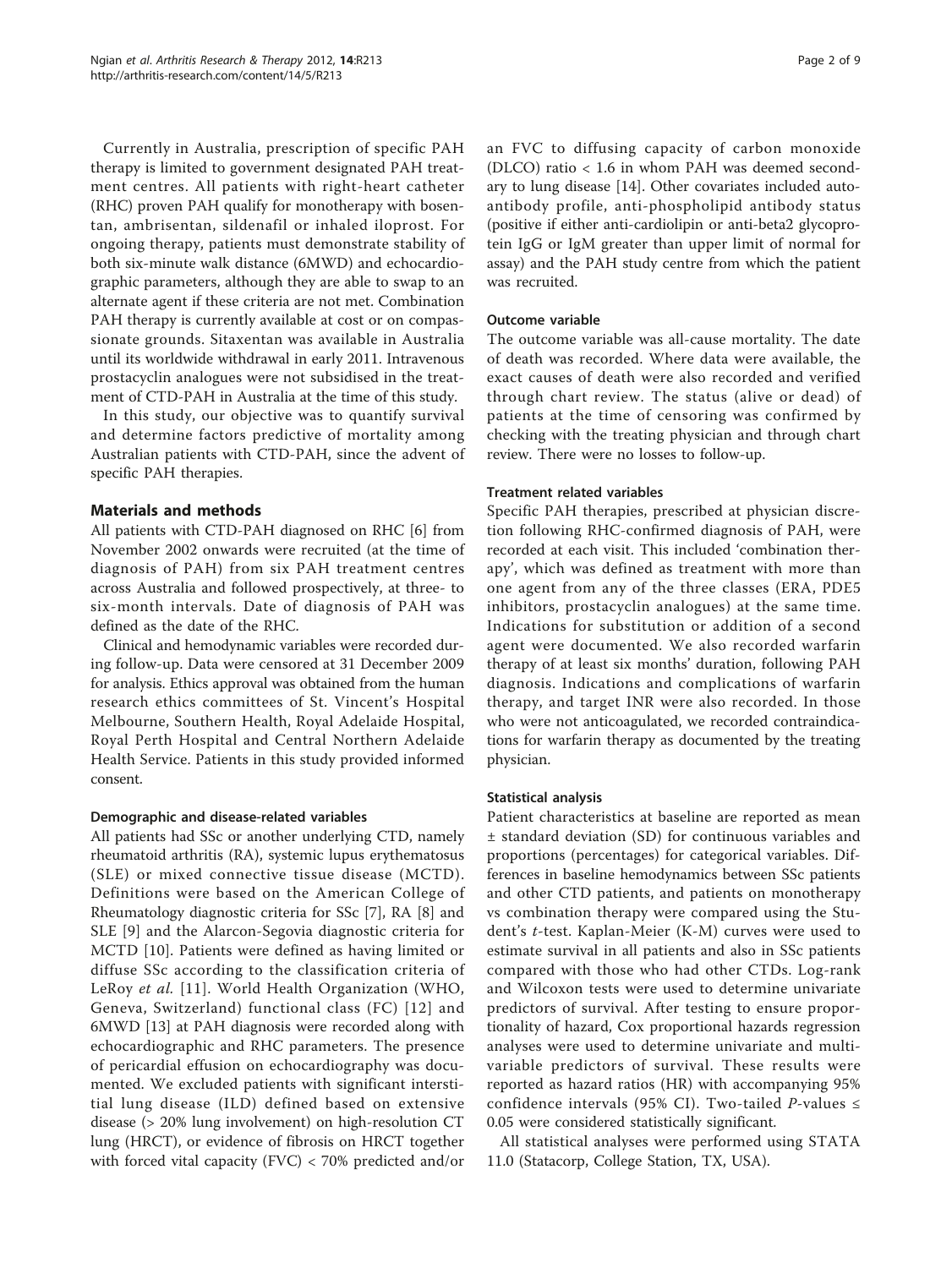Currently in Australia, prescription of specific PAH therapy is limited to government designated PAH treatment centres. All patients with right-heart catheter (RHC) proven PAH qualify for monotherapy with bosentan, ambrisentan, sildenafil or inhaled iloprost. For ongoing therapy, patients must demonstrate stability of both six-minute walk distance (6MWD) and echocardiographic parameters, although they are able to swap to an alternate agent if these criteria are not met. Combination PAH therapy is currently available at cost or on compassionate grounds. Sitaxentan was available in Australia until its worldwide withdrawal in early 2011. Intravenous prostacyclin analogues were not subsidised in the treatment of CTD-PAH in Australia at the time of this study.

In this study, our objective was to quantify survival and determine factors predictive of mortality among Australian patients with CTD-PAH, since the advent of specific PAH therapies.

## Materials and methods

All patients with CTD-PAH diagnosed on RHC [6] from November 2002 onwards were recruited (at the time of diagnosis of PAH) from six PAH treatment centres across Australia and followed prospectively, at three- to six-month intervals. Date of diagnosis of PAH was defined as the date of the RHC.

Clinical and hemodynamic variables were recorded during follow-up. Data were censored at 31 December 2009 for analysis. Ethics approval was obtained from the human research ethics committees of St. Vincent's Hospital Melbourne, Southern Health, Royal Adelaide Hospital, Royal Perth Hospital and Central Northern Adelaide Health Service. Patients in this study provided informed consent.

### Demographic and disease-related variables

All patients had SSc or another underlying CTD, namely rheumatoid arthritis (RA), systemic lupus erythematosus (SLE) or mixed connective tissue disease (MCTD). Definitions were based on the American College of Rheumatology diagnostic criteria for SSc [7], RA [8] and SLE [9] and the Alarcon-Segovia diagnostic criteria for MCTD [10]. Patients were defined as having limited or diffuse SSc according to the classification criteria of LeRoy *et al.* [11]. World Health Organization (WHO, Geneva, Switzerland) functional class (FC) [12] and 6MWD [13] at PAH diagnosis were recorded along with echocardiographic and RHC parameters. The presence of pericardial effusion on echocardiography was documented. We excluded patients with significant interstitial lung disease (ILD) defined based on extensive disease (> 20% lung involvement) on high-resolution CT lung (HRCT), or evidence of fibrosis on HRCT together with forced vital capacity (FVC) < 70% predicted and/or an FVC to diffusing capacity of carbon monoxide (DLCO) ratio < 1.6 in whom PAH was deemed secondary to lung disease [14]. Other covariates included autoantibody profile, anti-phospholipid antibody status (positive if either anti-cardiolipin or anti-beta2 glycoprotein IgG or IgM greater than upper limit of normal for assay) and the PAH study centre from which the patient was recruited.

### Outcome variable

The outcome variable was all-cause mortality. The date of death was recorded. Where data were available, the exact causes of death were also recorded and verified through chart review. The status (alive or dead) of patients at the time of censoring was confirmed by checking with the treating physician and through chart review. There were no losses to follow-up.

### Treatment related variables

Specific PAH therapies, prescribed at physician discretion following RHC-confirmed diagnosis of PAH, were recorded at each visit. This included 'combination therapy', which was defined as treatment with more than one agent from any of the three classes (ERA, PDE5 inhibitors, prostacyclin analogues) at the same time. Indications for substitution or addition of a second agent were documented. We also recorded warfarin therapy of at least six months' duration, following PAH diagnosis. Indications and complications of warfarin therapy, and target INR were also recorded. In those who were not anticoagulated, we recorded contraindications for warfarin therapy as documented by the treating physician.

### Statistical analysis

Patient characteristics at baseline are reported as mean ± standard deviation (SD) for continuous variables and proportions (percentages) for categorical variables. Differences in baseline hemodynamics between SSc patients and other CTD patients, and patients on monotherapy vs combination therapy were compared using the Student's *t*-test. Kaplan-Meier (K-M) curves were used to estimate survival in all patients and also in SSc patients compared with those who had other CTDs. Log-rank and Wilcoxon tests were used to determine univariate predictors of survival. After testing to ensure proportionality of hazard, Cox proportional hazards regression analyses were used to determine univariate and multivariable predictors of survival. These results were reported as hazard ratios (HR) with accompanying 95% confidence intervals (95% CI). Two-tailed $P$-values $\leq$ 0.05 were considered statistically significant.

All statistical analyses were performed using STATA 11.0 (Statacorp, College Station, TX, USA).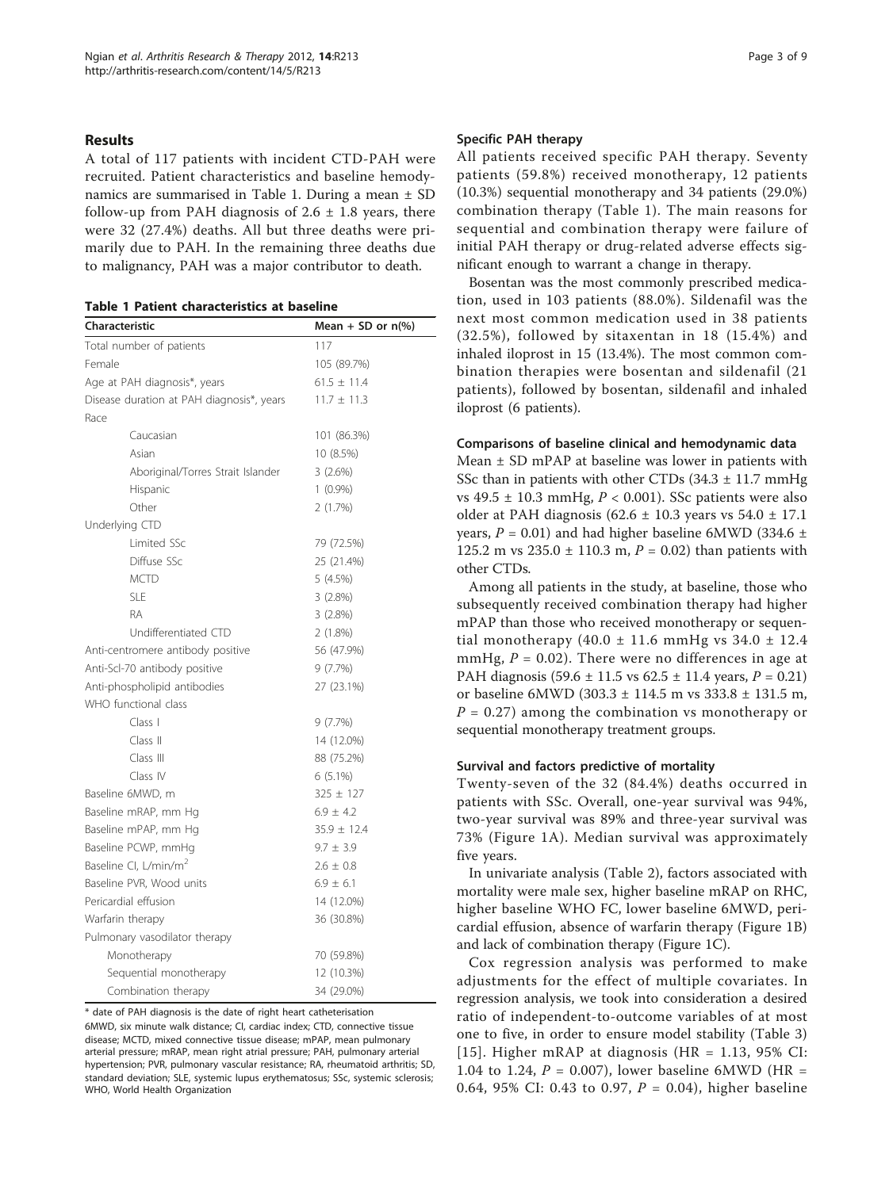## Results

A total of 117 patients with incident CTD-PAH were recruited. Patient characteristics and baseline hemodynamics are summarised in Table 1. During a mean ± SD follow-up from PAH diagnosis of 2.6 ± 1.8 years, there were 32 (27.4%) deaths. All but three deaths were primarily due to PAH. In the remaining three deaths due to malignancy, PAH was a major contributor to death.

**Table 1 Patient characteristics at baseline**

| Characteristic | Mean + SD or n(%) |
|---|---|
| Total number of patients | 117 |
| Female | 105 (89.7%) |
| Age at PAH diagnosis*, years | 61.5 ± 11.4 |
| Disease duration at PAH diagnosis*, years | 11.7 ± 11.3 |
| Race | |
| Caucasian | 101 (86.3%) |
| Asian | 10 (8.5%) |
| Aboriginal/Torres Strait Islander | 3 (2.6%) |
| Hispanic | 1 (0.9%) |
| Other | 2 (1.7%) |
| Underlying CTD | |
| Limited SSc | 79 (72.5%) |
| Diffuse SSc | 25 (21.4%) |
| MCTD | 5 (4.5%) |
| SLE | 3 (2.8%) |
| RA | 3 (2.8%) |
| Undifferentiated CTD | 2 (1.8%) |
| Anti-centromere antibody positive | 56 (47.9%) |
| Anti-Scl-70 antibody positive | 9 (7.7%) |
| Anti-phospholipid antibodies | 27 (23.1%) |
| WHO functional class | |
| Class I | 9 (7.7%) |
| Class II | 14 (12.0%) |
| Class III | 88 (75.2%) |
| Class IV | 6 (5.1%) |
| Baseline 6MWD, m | 325 ± 127 |
| Baseline mRAP, mm Hg | 6.9 ± 4.2 |
| Baseline mPAP, mm Hg | 35.9 ± 12.4 |
| Baseline PCWP, mmHg | 9.7 ± 3.9 |
| Baseline CI, L/min/m$^2$ | 2.6 ± 0.8 |
| Baseline PVR, Wood units | 6.9 ± 6.1 |
| Pericardial effusion | 14 (12.0%) |
| Warfarin therapy | 36 (30.8%) |
| Pulmonary vasodilator therapy | |
| Monotherapy | 70 (59.8%) |
| Sequential monotherapy | 12 (10.3%) |
| Combination therapy | 34 (29.0%) |

\* date of PAH diagnosis is the date of right heart catheterisation

6MWD, six minute walk distance; CI, cardiac index; CTD, connective tissue disease; MCTD, mixed connective tissue disease; mPAP, mean pulmonary arterial pressure; mRAP, mean right atrial pressure; PAH, pulmonary arterial hypertension; PVR, pulmonary vascular resistance; RA, rheumatoid arthritis; SD, standard deviation; SLE, systemic lupus erythematosus; SSc, systemic sclerosis; WHO, World Health Organization

### Specific PAH therapy

All patients received specific PAH therapy. Seventy patients (59.8%) received monotherapy, 12 patients (10.3%) sequential monotherapy and 34 patients (29.0%) combination therapy (Table 1). The main reasons for sequential and combination therapy were failure of initial PAH therapy or drug-related adverse effects significant enough to warrant a change in therapy.

Bosentan was the most commonly prescribed medication, used in 103 patients (88.0%). Sildenafil was the next most common medication used in 38 patients (32.5%), followed by sitaxentan in 18 (15.4%) and inhaled iloprost in 15 (13.4%). The most common combination therapies were bosentan and sildenafil (21 patients), followed by bosentan, sildenafil and inhaled iloprost (6 patients).

### Comparisons of baseline clinical and hemodynamic data

Mean ± SD mPAP at baseline was lower in patients with SSc than in patients with other CTDs (34.3 ± 11.7 mmHg vs 49.5 ± 10.3 mmHg, $P < 0.001$). SSc patients were also older at PAH diagnosis (62.6 ± 10.3 years vs 54.0 ± 17.1 years, $P = 0.01$) and had higher baseline 6MWD (334.6 ± 125.2 m vs 235.0 ± 110.3 m, $P = 0.02$) than patients with other CTDs.

Among all patients in the study, at baseline, those who subsequently received combination therapy had higher mPAP than those who received monotherapy or sequential monotherapy (40.0 ± 11.6 mmHg vs 34.0 ± 12.4 mmHg, $P = 0.02$). There were no differences in age at PAH diagnosis (59.6 ± 11.5 vs 62.5 ± 11.4 years, $P = 0.21$) or baseline 6MWD (303.3 ± 114.5 m vs 333.8 ± 131.5 m, $P = 0.27$) among the combination vs monotherapy or sequential monotherapy treatment groups.

### Survival and factors predictive of mortality

Twenty-seven of the 32 (84.4%) deaths occurred in patients with SSc. Overall, one-year survival was 94%, two-year survival was 89% and three-year survival was 73% (Figure 1A). Median survival was approximately five years.

In univariate analysis (Table 2), factors associated with mortality were male sex, higher baseline mRAP on RHC, higher baseline WHO FC, lower baseline 6MWD, pericardial effusion, absence of warfarin therapy (Figure 1B) and lack of combination therapy (Figure 1C).

Cox regression analysis was performed to make adjustments for the effect of multiple covariates. In regression analysis, we took into consideration a desired ratio of independent-to-outcome variables of at most one to five, in order to ensure model stability (Table 3) [15]. Higher mRAP at diagnosis (HR = 1.13, 95% CI: 1.04 to 1.24, $P = 0.007$), lower baseline 6MWD (HR = 0.64, 95% CI: 0.43 to 0.97, $P = 0.04$), higher baseline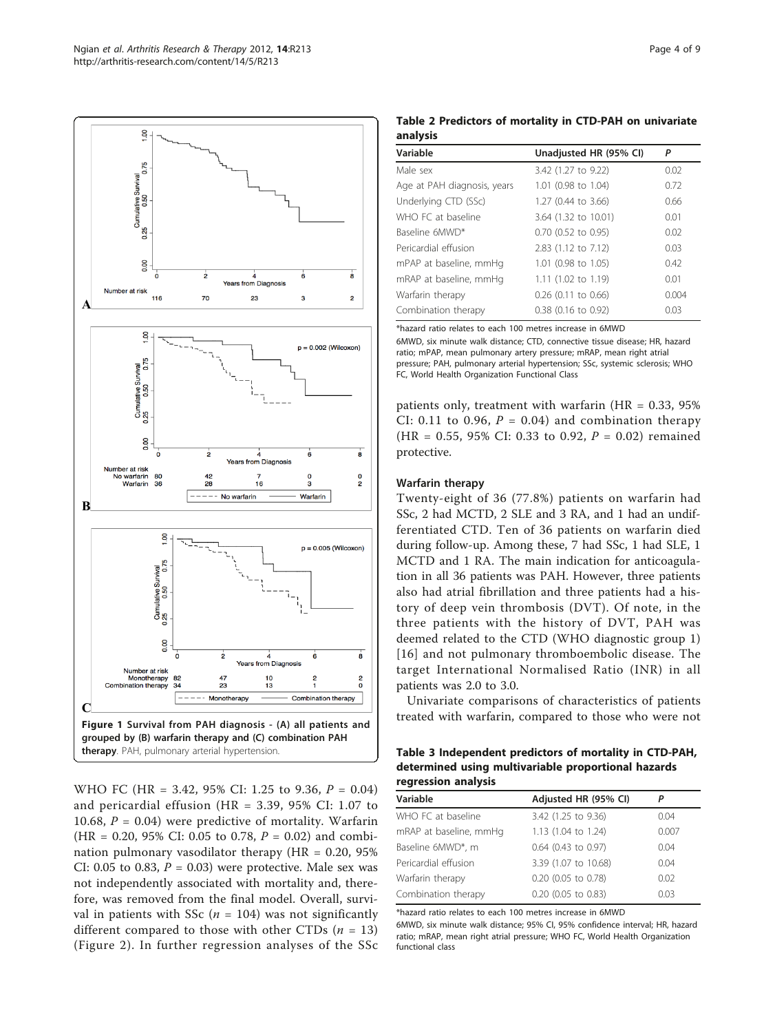Figure 1 Survival from PAH diagnosis - (A) all patients and grouped by (B) warfarin therapy and (C) combination PAH therapy. PAH, pulmonary arterial hypertension.

WHO FC (HR = 3.42, 95% CI: 1.25 to 9.36, *P* = 0.04) and pericardial effusion (HR = 3.39, 95% CI: 1.07 to 10.68, *P* = 0.04) were predictive of mortality. Warfarin (HR = 0.20, 95% CI: 0.05 to 0.78, *P* = 0.02) and combination pulmonary vasodilator therapy (HR = 0.20, 95% CI: 0.05 to 0.83, *P* = 0.03) were protective. Male sex was not independently associated with mortality and, therefore, was removed from the final model. Overall, survival in patients with SSc (*n* = 104) was not significantly different compared to those with other CTDs (*n* = 13) (Figure 2). In further regression analyses of the SSc patients only, treatment with warfarin (HR = 0.33, 95% CI: 0.11 to 0.96, *P* = 0.04) and combination therapy (HR = 0.55, 95% CI: 0.33 to 0.92, *P* = 0.02) remained protective.

**Table 2 Predictors of mortality in CTD-PAH on univariate analysis**

| Variable | Unadjusted HR (95% CI) | *P* |
|---|---|---|
| Male sex | 3.42 (1.27 to 9.22) | 0.02 |
| Age at PAH diagnosis, years | 1.01 (0.98 to 1.04) | 0.72 |
| Underlying CTD (SSc) | 1.27 (0.44 to 3.66) | 0.66 |
| WHO FC at baseline | 3.64 (1.32 to 10.01) | 0.01 |
| Baseline 6MWD* | 0.70 (0.52 to 0.95) | 0.02 |
| Pericardial effusion | 2.83 (1.12 to 7.12) | 0.03 |
| mPAP at baseline, mmHg | 1.01 (0.98 to 1.05) | 0.42 |
| mRAP at baseline, mmHg | 1.11 (1.02 to 1.19) | 0.01 |
| Warfarin therapy | 0.26 (0.11 to 0.66) | 0.004 |
| Combination therapy | 0.38 (0.16 to 0.92) | 0.03 |

*hazard ratio relates to each 100 metres increase in 6MWD

6MWD, six minute walk distance; CTD, connective tissue disease; HR, hazard ratio; mPAP, mean pulmonary artery pressure; mRAP, mean right atrial pressure; PAH, pulmonary arterial hypertension; SSc, systemic sclerosis; WHO FC, World Health Organization Functional Class

### Warfarin therapy

Twenty-eight of 36 (77.8%) patients on warfarin had SSc, 2 had MCTD, 2 SLE and 3 RA, and 1 had an undifferentiated CTD. Ten of 36 patients on warfarin died during follow-up. Among these, 7 had SSc, 1 had SLE, 1 MCTD and 1 RA. The main indication for anticoagulation in all 36 patients was PAH. However, three patients also had atrial fibrillation and three patients had a history of deep vein thrombosis (DVT). Of note, in the three patients with the history of DVT, PAH was deemed related to the CTD (WHO diagnostic group 1) [16] and not pulmonary thromboembolic disease. The target International Normalised Ratio (INR) in all patients was 2.0 to 3.0.

Univariate comparisons of characteristics of patients treated with warfarin, compared to those who were not

**Table 3 Independent predictors of mortality in CTD-PAH, determined using multivariable proportional hazards regression analysis**

| Variable | Adjusted HR (95% CI) | *P* |
|---|---|---|
| WHO FC at baseline | 3.42 (1.25 to 9.36) | 0.04 |
| mRAP at baseline, mmHg | 1.13 (1.04 to 1.24) | 0.007 |
| Baseline 6MWD*, m | 0.64 (0.43 to 0.97) | 0.04 |
| Pericardial effusion | 3.39 (1.07 to 10.68) | 0.04 |
| Warfarin therapy | 0.20 (0.05 to 0.78) | 0.02 |
| Combination therapy | 0.20 (0.05 to 0.83) | 0.03 |

*hazard ratio relates to each 100 metres increase in 6MWD

6MWD, six minute walk distance; 95% CI, 95% confidence interval; HR, hazard ratio; mRAP, mean right atrial pressure; WHO FC, World Health Organization functional class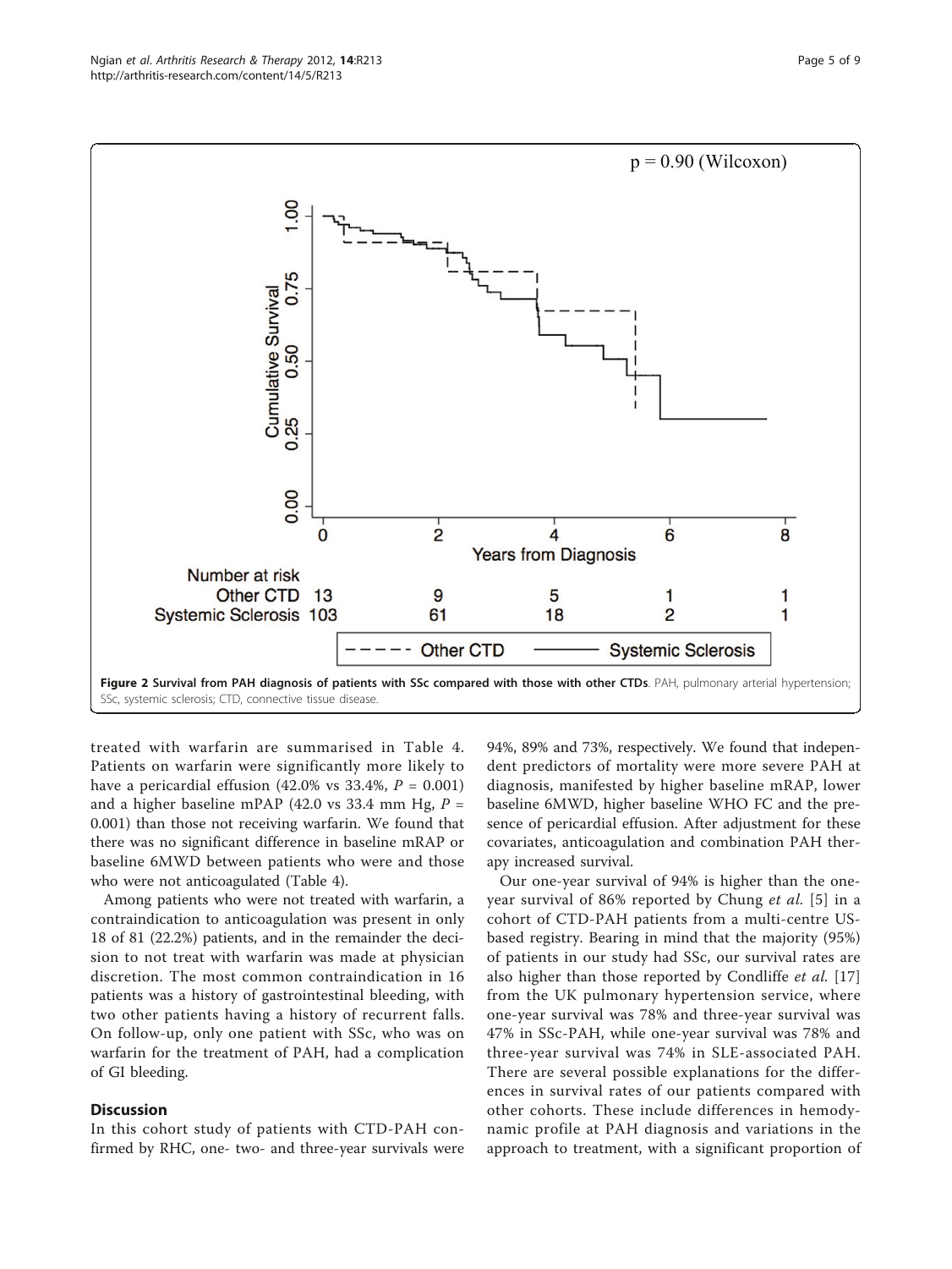**Figure 2 Survival from PAH diagnosis of patients with SSc compared with those with other CTDs**. PAH, pulmonary arterial hypertension; SSc, systemic sclerosis; CTD, connective tissue disease.

treated with warfarin are summarised in Table 4. Patients on warfarin were significantly more likely to have a pericardial effusion (42.0% vs 33.4%, $P = 0.001$) and a higher baseline mPAP (42.0 vs 33.4 mm Hg, $P = 0.001$) than those not receiving warfarin. We found that there was no significant difference in baseline mRAP or baseline 6MWD between patients who were and those who were not anticoagulated (Table 4).

Among patients who were not treated with warfarin, a contraindication to anticoagulation was present in only 18 of 81 (22.2%) patients, and in the remainder the decision to not treat with warfarin was made at physician discretion. The most common contraindication in 16 patients was a history of gastrointestinal bleeding, with two other patients having a history of recurrent falls. On follow-up, only one patient with SSc, who was on warfarin for the treatment of PAH, had a complication of GI bleeding.

## Discussion

In this cohort study of patients with CTD-PAH confirmed by RHC, one- two- and three-year survivals were 94%, 89% and 73%, respectively. We found that independent predictors of mortality were more severe PAH at diagnosis, manifested by higher baseline mRAP, lower baseline 6MWD, higher baseline WHO FC and the presence of pericardial effusion. After adjustment for these covariates, anticoagulation and combination PAH therapy increased survival.

Our one-year survival of 94% is higher than the one-year survival of 86% reported by Chung *et al.* [5] in a cohort of CTD-PAH patients from a multi-centre US-based registry. Bearing in mind that the majority (95%) of patients in our study had SSc, our survival rates are also higher than those reported by Condliffe *et al.* [17] from the UK pulmonary hypertension service, where one-year survival was 78% and three-year survival was 47% in SSc-PAH, while one-year survival was 78% and three-year survival was 74% in SLE-associated PAH. There are several possible explanations for the differences in survival rates of our patients compared with other cohorts. These include differences in hemodynamic profile at PAH diagnosis and variations in the approach to treatment, with a significant proportion of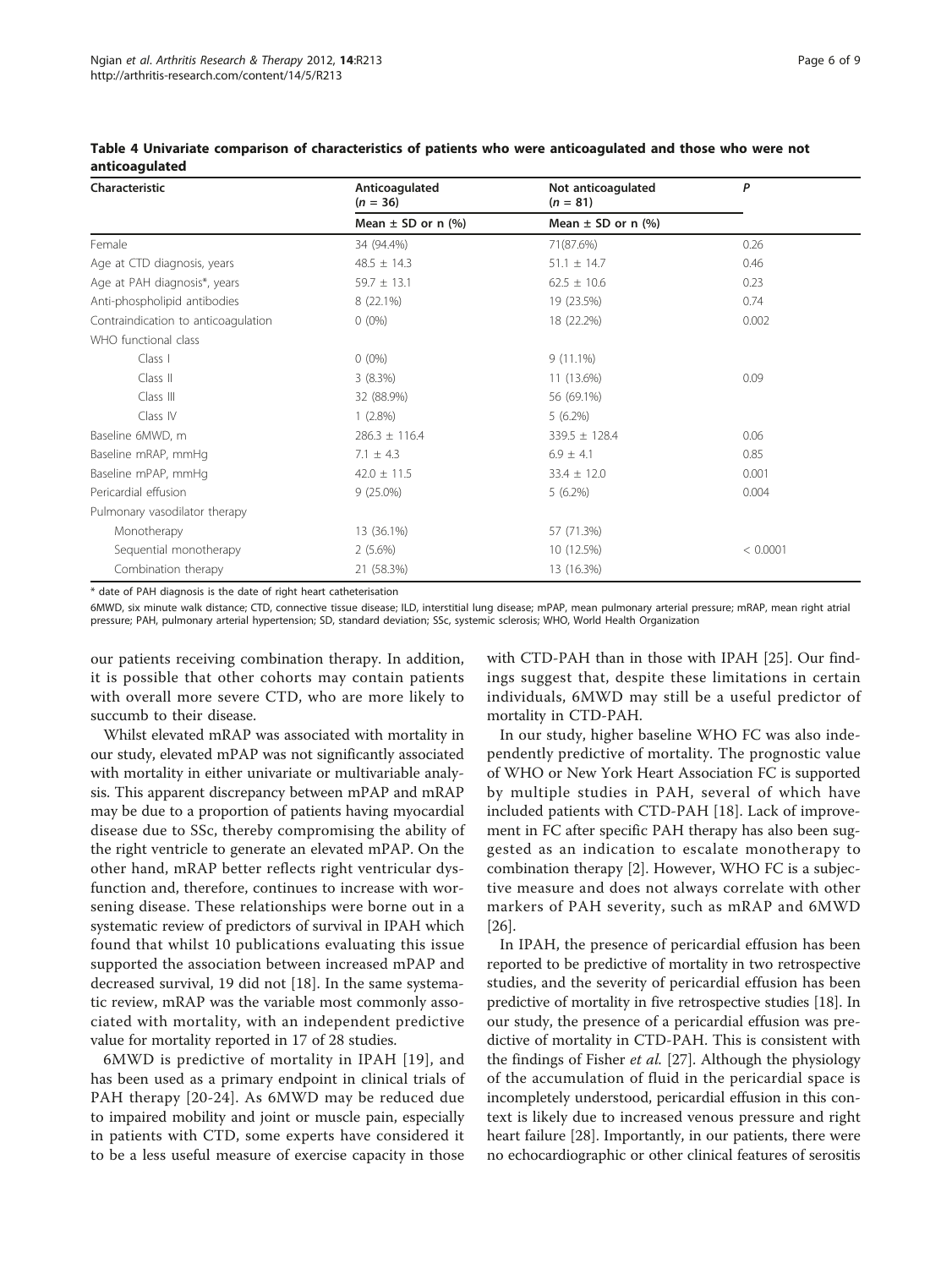**Table 4 Univariate comparison of characteristics of patients who were anticoagulated and those who were not anticoagulated**

| Characteristic | Anticoagulated ($n$ = 36) | Not anticoagulated ($n$ = 81) | *P* |
|---|---|---|---|
| | Mean ± SD or n (%) | Mean ± SD or n (%) | |
| Female | 34 (94.4%) | 71(87.6%) | 0.26 |
| Age at CTD diagnosis, years | 48.5 ± 14.3 | 51.1 ± 14.7 | 0.46 |
| Age at PAH diagnosis*, years | 59.7 ± 13.1 | 62.5 ± 10.6 | 0.23 |
| Anti-phospholipid antibodies | 8 (22.1%) | 19 (23.5%) | 0.74 |
| Contraindication to anticoagulation | 0 (0%) | 18 (22.2%) | 0.002 |
| WHO functional class | | | |
| Class I | 0 (0%) | 9 (11.1%) | |
| Class II | 3 (8.3%) | 11 (13.6%) | 0.09 |
| Class III | 32 (88.9%) | 56 (69.1%) | |
| Class IV | 1 (2.8%) | 5 (6.2%) | |
| Baseline 6MWD, m | 286.3 ± 116.4 | 339.5 ± 128.4 | 0.06 |
| Baseline mRAP, mmHg | 7.1 ± 4.3 | 6.9 ± 4.1 | 0.85 |
| Baseline mPAP, mmHg | 42.0 ± 11.5 | 33.4 ± 12.0 | 0.001 |
| Pericardial effusion | 9 (25.0%) | 5 (6.2%) | 0.004 |
| Pulmonary vasodilator therapy | | | |
| Monotherapy | 13 (36.1%) | 57 (71.3%) | |
| Sequential monotherapy | 2 (5.6%) | 10 (12.5%) | < 0.0001 |
| Combination therapy | 21 (58.3%) | 13 (16.3%) | |

\* date of PAH diagnosis is the date of right heart catheterisation

6MWD, six minute walk distance; CTD, connective tissue disease; ILD, interstitial lung disease; mPAP, mean pulmonary arterial pressure; mRAP, mean right atrial pressure; PAH, pulmonary arterial hypertension; SD, standard deviation; SSc, systemic sclerosis; WHO, World Health Organization

our patients receiving combination therapy. In addition, it is possible that other cohorts may contain patients with overall more severe CTD, who are more likely to succumb to their disease.

Whilst elevated mRAP was associated with mortality in our study, elevated mPAP was not significantly associated with mortality in either univariate or multivariable analysis. This apparent discrepancy between mPAP and mRAP may be due to a proportion of patients having myocardial disease due to SSc, thereby compromising the ability of the right ventricle to generate an elevated mPAP. On the other hand, mRAP better reflects right ventricular dysfunction and, therefore, continues to increase with worsening disease. These relationships were borne out in a systematic review of predictors of survival in IPAH which found that whilst 10 publications evaluating this issue supported the association between increased mPAP and decreased survival, 19 did not [18]. In the same systematic review, mRAP was the variable most commonly associated with mortality, with an independent predictive value for mortality reported in 17 of 28 studies.

6MWD is predictive of mortality in IPAH [19], and has been used as a primary endpoint in clinical trials of PAH therapy [20-24]. As 6MWD may be reduced due to impaired mobility and joint or muscle pain, especially in patients with CTD, some experts have considered it to be a less useful measure of exercise capacity in those with CTD-PAH than in those with IPAH [25]. Our findings suggest that, despite these limitations in certain individuals, 6MWD may still be a useful predictor of mortality in CTD-PAH.

In our study, higher baseline WHO FC was also independently predictive of mortality. The prognostic value of WHO or New York Heart Association FC is supported by multiple studies in PAH, several of which have included patients with CTD-PAH [18]. Lack of improvement in FC after specific PAH therapy has also been suggested as an indication to escalate monotherapy to combination therapy [2]. However, WHO FC is a subjective measure and does not always correlate with other markers of PAH severity, such as mRAP and 6MWD [26].

In IPAH, the presence of pericardial effusion has been reported to be predictive of mortality in two retrospective studies, and the severity of pericardial effusion has been predictive of mortality in five retrospective studies [18]. In our study, the presence of a pericardial effusion was predictive of mortality in CTD-PAH. This is consistent with the findings of Fisher *et al.* [27]. Although the physiology of the accumulation of fluid in the pericardial space is incompletely understood, pericardial effusion in this context is likely due to increased venous pressure and right heart failure [28]. Importantly, in our patients, there were no echocardiographic or other clinical features of serositis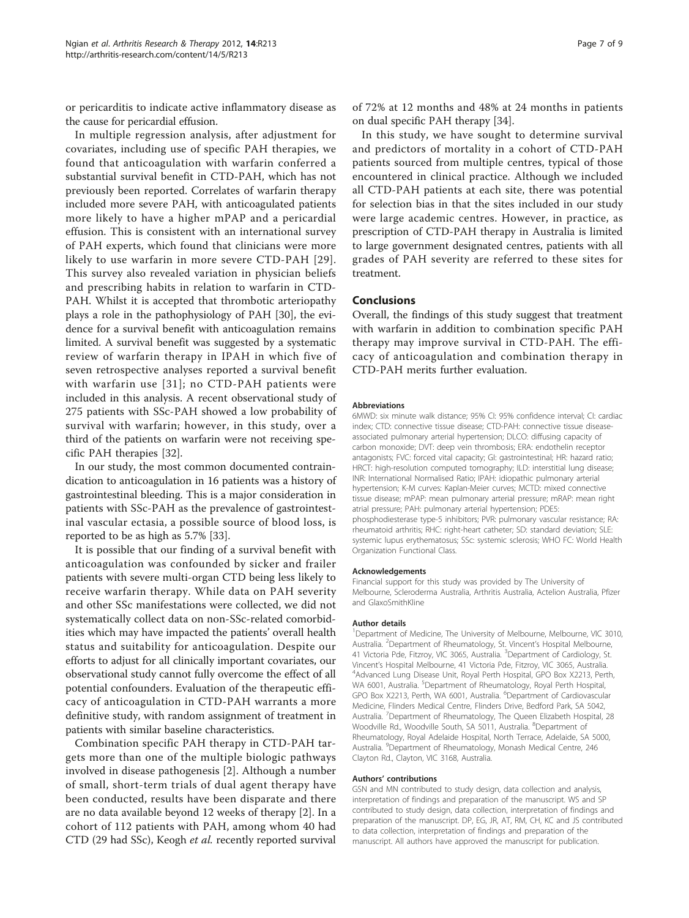or pericarditis to indicate active inflammatory disease as the cause for pericardial effusion.

In multiple regression analysis, after adjustment for covariates, including use of specific PAH therapies, we found that anticoagulation with warfarin conferred a substantial survival benefit in CTD-PAH, which has not previously been reported. Correlates of warfarin therapy included more severe PAH, with anticoagulated patients more likely to have a higher mPAP and a pericardial effusion. This is consistent with an international survey of PAH experts, which found that clinicians were more likely to use warfarin in more severe CTD-PAH [29]. This survey also revealed variation in physician beliefs and prescribing habits in relation to warfarin in CTD-PAH. Whilst it is accepted that thrombotic arteriopathy plays a role in the pathophysiology of PAH [30], the evidence for a survival benefit with anticoagulation remains limited. A survival benefit was suggested by a systematic review of warfarin therapy in IPAH in which five of seven retrospective analyses reported a survival benefit with warfarin use [31]; no CTD-PAH patients were included in this analysis. A recent observational study of 275 patients with SSc-PAH showed a low probability of survival with warfarin; however, in this study, over a third of the patients on warfarin were not receiving specific PAH therapies [32].

In our study, the most common documented contraindication to anticoagulation in 16 patients was a history of gastrointestinal bleeding. This is a major consideration in patients with SSc-PAH as the prevalence of gastrointestinal vascular ectasia, a possible source of blood loss, is reported to be as high as 5.7% [33].

It is possible that our finding of a survival benefit with anticoagulation was confounded by sicker and frailer patients with severe multi-organ CTD being less likely to receive warfarin therapy. While data on PAH severity and other SSc manifestations were collected, we did not systematically collect data on non-SSc-related comorbidities which may have impacted the patients' overall health status and suitability for anticoagulation. Despite our efforts to adjust for all clinically important covariates, our observational study cannot fully overcome the effect of all potential confounders. Evaluation of the therapeutic efficacy of anticoagulation in CTD-PAH warrants a more definitive study, with random assignment of treatment in patients with similar baseline characteristics.

Combination specific PAH therapy in CTD-PAH targets more than one of the multiple biologic pathways involved in disease pathogenesis [2]. Although a number of small, short-term trials of dual agent therapy have been conducted, results have been disparate and there are no data available beyond 12 weeks of therapy [2]. In a cohort of 112 patients with PAH, among whom 40 had CTD (29 had SSc), Keogh *et al.* recently reported survival of 72% at 12 months and 48% at 24 months in patients on dual specific PAH therapy [34].

In this study, we have sought to determine survival and predictors of mortality in a cohort of CTD-PAH patients sourced from multiple centres, typical of those encountered in clinical practice. Although we included all CTD-PAH patients at each site, there was potential for selection bias in that the sites included in our study were large academic centres. However, in practice, as prescription of CTD-PAH therapy in Australia is limited to large government designated centres, patients with all grades of PAH severity are referred to these sites for treatment.

## Conclusions

Overall, the findings of this study suggest that treatment with warfarin in addition to combination specific PAH therapy may improve survival in CTD-PAH. The efficacy of anticoagulation and combination therapy in CTD-PAH merits further evaluation.

#### Abbreviations

6MWD: six minute walk distance; 95% CI: 95% confidence interval; CI: cardiac index; CTD: connective tissue disease; CTD-PAH: connective tissue disease-associated pulmonary arterial hypertension; DLCO: diffusing capacity of carbon monoxide; DVT: deep vein thrombosis; ERA: endothelin receptor antagonists; FVC: forced vital capacity; GI: gastrointestinal; HR: hazard ratio; HRCT: high-resolution computed tomography; ILD: interstitial lung disease; INR: International Normalised Ratio; IPAH: idiopathic pulmonary arterial hypertension; K-M curves: Kaplan-Meier curves; MCTD: mixed connective tissue disease; mPAP: mean pulmonary arterial pressure; mRAP: mean right atrial pressure; PAH: pulmonary arterial hypertension; PDE5: phosphodiesterase type-5 inhibitors; PVR: pulmonary vascular resistance; RA: rheumatoid arthritis; RHC: right-heart catheter; SD: standard deviation; SLE: systemic lupus erythematosus; SSc: systemic sclerosis; WHO FC: World Health Organization Functional Class.

#### Acknowledgements

Financial support for this study was provided by The University of Melbourne, Scleroderma Australia, Arthritis Australia, Actelion Australia, Pfizer and GlaxoSmithKline

#### Author details

[1]Department of Medicine, The University of Melbourne, Melbourne, VIC 3010, Australia. [2]Department of Rheumatology, St. Vincent's Hospital Melbourne, 41 Victoria Pde, Fitzroy, VIC 3065, Australia. [3]Department of Cardiology, St. Vincent's Hospital Melbourne, 41 Victoria Pde, Fitzroy, VIC 3065, Australia. [4]Advanced Lung Disease Unit, Royal Perth Hospital, GPO Box X2213, Perth, WA 6001, Australia. [5]Department of Rheumatology, Royal Perth Hospital, GPO Box X2213, Perth, WA 6001, Australia. [6]Department of Cardiovascular Medicine, Flinders Medical Centre, Flinders Drive, Bedford Park, SA 5042, Australia. [7]Department of Rheumatology, The Queen Elizabeth Hospital, 28 Woodville Rd., Woodville South, SA 5011, Australia. [8]Department of Rheumatology, Royal Adelaide Hospital, North Terrace, Adelaide, SA 5000, Australia. [9]Department of Rheumatology, Monash Medical Centre, 246 Clayton Rd., Clayton, VIC 3168, Australia.

#### Authors' contributions

GSN and MN contributed to study design, data collection and analysis, interpretation of findings and preparation of the manuscript. WS and SP contributed to study design, data collection, interpretation of findings and preparation of the manuscript. DP, EG, JR, AT, RM, CH, KC and JS contributed to data collection, interpretation of findings and preparation of the manuscript. All authors have approved the manuscript for publication.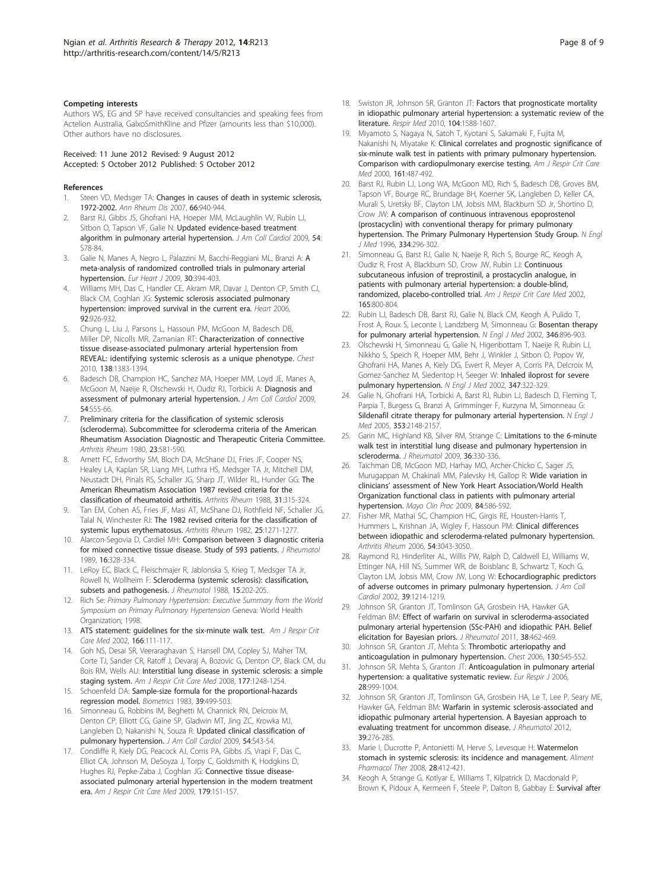#### Competing interests

Authors WS, EG and SP have received consultancies and speaking fees from Actelion Australia, GalxoSmithKline and Pfizer (amounts less than $10,000). Other authors have no disclosures.

Received: 11 June 2012 Revised: 9 August 2012
Accepted: 5 October 2012 Published: 5 October 2012

#### References

1. Steen VD, Medsger TA: **Changes in causes of death in systemic sclerosis, 1972-2002.** *Ann Rheum Dis* 2007, **66**:940-944.
2. Barst RJ, Gibbs JS, Ghofrani HA, Hoeper MM, McLaughlin VV, Rubin LJ, Sitbon O, Tapson VF, Galie N: **Updated evidence-based treatment algorithm in pulmonary arterial hypertension.** *J Am Coll Cardiol* 2009, **54**: S78-84.
3. Galie N, Manes A, Negro L, Palazzini M, Bacchi-Reggiani ML, Branzi A: **A meta-analysis of randomized controlled trials in pulmonary arterial hypertension.** *Eur Heart J* 2009, **30**:394-403.
4. Williams MH, Das C, Handler CE, Akram MR, Davar J, Denton CP, Smith CJ, Black CM, Coghlan JG: **Systemic sclerosis associated pulmonary hypertension: improved survival in the current era.** *Heart* 2006, **92**:926-932.
5. Chung L, Liu J, Parsons L, Hassoun PM, McGoon M, Badesch DB, Miller DP, Nicolls MR, Zamanian RT: **Characterization of connective tissue disease-associated pulmonary arterial hypertension from REVEAL: identifying systemic sclerosis as a unique phenotype.** *Chest* 2010, **138**:1383-1394.
6. Badesch DB, Champion HC, Sanchez MA, Hoeper MM, Loyd JE, Manes A, McGoon M, Naeije R, Olschewski H, Oudiz RJ, Torbicki A: **Diagnosis and assessment of pulmonary arterial hypertension.** *J Am Coll Cardiol* 2009, **54**:S55-66.
7. **Preliminary criteria for the classification of systemic sclerosis (scleroderma). Subcommittee for scleroderma criteria of the American Rheumatism Association Diagnostic and Therapeutic Criteria Committee.** *Arthritis Rheum* 1980, **23**:581-590.
8. Arnett FC, Edworthy SM, Bloch DA, McShane DJ, Fries JF, Cooper NS, Healey LA, Kaplan SR, Liang MH, Luthra HS, Medsger TA Jr, Mitchell DM, Neustadt DH, Pinals RS, Schaller JG, Sharp JT, Wilder RL, Hunder GG: **The American Rheumatism Association 1987 revised criteria for the classification of rheumatoid arthritis.** *Arthritis Rheum* 1988, **31**:315-324.
9. Tan EM, Cohen AS, Fries JF, Masi AT, McShane DJ, Rothfield NF, Schaller JG, Talal N, Winchester RJ: **The 1982 revised criteria for the classification of systemic lupus erythematosus.** *Arthritis Rheum* 1982, **25**:1271-1277.
10. Alarcon-Segovia D, Cardiel MH: **Comparison between 3 diagnostic criteria for mixed connective tissue disease. Study of 593 patients.** *J Rheumatol* 1989, **16**:328-334.
11. LeRoy EC, Black C, Fleischmajer R, Jablonska S, Krieg T, Medsger TA Jr, Rowell N, Wollheim F: **Scleroderma (systemic sclerosis): classification, subsets and pathogenesis.** *J Rheumatol* 1988, **15**:202-205.
12. Rich Se: *Primary Pulmonary Hypertension: Executive Summary from the World Symposium on Primary Pulmonary Hypertension* Geneva: World Health Organization; 1998.
13. **ATS statement: guidelines for the six-minute walk test.** *Am J Respir Crit Care Med* 2002, **166**:111-117.
14. Goh NS, Desai SR, Veeraraghavan S, Hansell DM, Copley SJ, Maher TM, Corte TJ, Sander CR, Ratoff J, Devaraj A, Bozovic G, Denton CP, Black CM, du Bois RM, Wells AU: **Interstitial lung disease in systemic sclerosis: a simple staging system.** *Am J Respir Crit Care Med* 2008, **177**:1248-1254.
15. Schoenfeld DA: **Sample-size formula for the proportional-hazards regression model.** *Biometrics* 1983, **39**:499-503.
16. Simonneau G, Robbins IM, Beghetti M, Channick RN, Delcroix M, Denton CP, Elliott CG, Gaine SP, Gladwin MT, Jing ZC, Krowka MJ, Langleben D, Nakanishi N, Souza R: **Updated clinical classification of pulmonary hypertension.** *J Am Coll Cardiol* 2009, **54**:S43-54.
17. Condliffe R, Kiely DG, Peacock AJ, Corris PA, Gibbs JS, Vrapi F, Das C, Elliot CA, Johnson M, DeSoyza J, Torpy C, Goldsmith K, Hodgkins D, Hughes RJ, Pepke-Zaba J, Coghlan JG: **Connective tissue disease-associated pulmonary arterial hypertension in the modern treatment era.** *Am J Respir Crit Care Med* 2009, **179**:151-157.
18. Swiston JR, Johnson SR, Granton JT: **Factors that prognosticate mortality in idiopathic pulmonary arterial hypertension: a systematic review of the literature.** *Respir Med* 2010, **104**:1588-1607.
19. Miyamoto S, Nagaya N, Satoh T, Kyotani S, Sakamaki F, Fujita M, Nakanishi N, Miyatake K: **Clinical correlates and prognostic significance of six-minute walk test in patients with primary pulmonary hypertension. Comparison with cardiopulmonary exercise testing.** *Am J Respir Crit Care Med* 2000, **161**:487-492.
20. Barst RJ, Rubin LJ, Long WA, McGoon MD, Rich S, Badesch DB, Groves BM, Tapson VF, Bourge RC, Brundage BH, Koerner SK, Langleben D, Keller CA, Murali S, Uretsky BF, Clayton LM, Jobsis MM, Blackburn SD Jr, Shortino D, Crow JW: **A comparison of continuous intravenous epoprostenol (prostacyclin) with conventional therapy for primary pulmonary hypertension. The Primary Pulmonary Hypertension Study Group.** *N Engl J Med* 1996, **334**:296-302.
21. Simonneau G, Barst RJ, Galie N, Naeije R, Rich S, Bourge RC, Keogh A, Oudiz R, Frost A, Blackburn SD, Crow JW, Rubin LJ: **Continuous subcutaneous infusion of treprostinil, a prostacyclin analogue, in patients with pulmonary arterial hypertension: a double-blind, randomized, placebo-controlled trial.** *Am J Respir Crit Care Med* 2002, **165**:800-804.
22. Rubin LJ, Badesch DB, Barst RJ, Galie N, Black CM, Keogh A, Pulido T, Frost A, Roux S, Leconte I, Landzberg M, Simonneau G: **Bosentan therapy for pulmonary arterial hypertension.** *N Engl J Med* 2002, **346**:896-903.
23. Olschewski H, Simonneau G, Galie N, Higenbottam T, Naeije R, Rubin LJ, Nikkho S, Speich R, Hoeper MM, Behr J, Winkler J, Sitbon O, Popov W, Ghofrani HA, Manes A, Kiely DG, Ewert R, Meyer A, Corris PA, Delcroix M, Gomez-Sanchez M, Siedentop H, Seeger W: **Inhaled iloprost for severe pulmonary hypertension.** *N Engl J Med* 2002, **347**:322-329.
24. Galie N, Ghofrani HA, Torbicki A, Barst RJ, Rubin LJ, Badesch D, Fleming T, Parpia T, Burgess G, Branzi A, Grimminger F, Kurzyna M, Simonneau G: **Sildenafil citrate therapy for pulmonary arterial hypertension.** *N Engl J Med* 2005, **353**:2148-2157.
25. Garin MC, Highland KB, Silver RM, Strange C: **Limitations to the 6-minute walk test in interstitial lung disease and pulmonary hypertension in scleroderma.** *J Rheumatol* 2009, **36**:330-336.
26. Taichman DB, McGoon MD, Harhay MO, Archer-Chicko C, Sager JS, Murugappan M, Chakinali MM, Palevsky HI, Gallop R: **Wide variation in clinicians' assessment of New York Heart Association/World Health Organization functional class in patients with pulmonary arterial hypertension.** *Mayo Clin Proc* 2009, **84**:586-592.
27. Fisher MR, Mathai SC, Champion HC, Girgis RE, Housten-Harris T, Hummers L, Krishnan JA, Wigley F, Hassoun PM: **Clinical differences between idiopathic and scleroderma-related pulmonary hypertension.** *Arthritis Rheum* 2006, **54**:3043-3050.
28. Raymond RJ, Hinderliter AL, Willis PW, Ralph D, Caldwell EJ, Williams W, Ettinger NA, Hill NS, Summer WR, de Boisblanc B, Schwartz T, Koch G, Clayton LM, Jobsis MM, Crow JW, Long W: **Echocardiographic predictors of adverse outcomes in primary pulmonary hypertension.** *J Am Coll Cardiol* 2002, **39**:1214-1219.
29. Johnson SR, Granton JT, Tomlinson GA, Grosbein HA, Hawker GA, Feldman BM: **Effect of warfarin on survival in scleroderma-associated pulmonary arterial hypertension (SSc-PAH) and idiopathic PAH. Belief elicitation for Bayesian priors.** *J Rheumatol* 2011, **38**:462-469.
30. Johnson SR, Granton JT, Mehta S: **Thrombotic arteriopathy and anticoagulation in pulmonary hypertension.** *Chest* 2006, **130**:545-552.
31. Johnson SR, Mehta S, Granton JT: **Anticoagulation in pulmonary arterial hypertension: a qualitative systematic review.** *Eur Respir J* 2006, **28**:999-1004.
32. Johnson SR, Granton JT, Tomlinson GA, Grosbein HA, Le T, Lee P, Seary ME, Hawker GA, Feldman BM: **Warfarin in systemic sclerosis-associated and idiopathic pulmonary arterial hypertension. A Bayesian approach to evaluating treatment for uncommon disease.** *J Rheumatol* 2012, **39**:276-285.
33. Marie I, Ducrotte P, Antonietti M, Herve S, Levesque H: **Watermelon stomach in systemic sclerosis: its incidence and management.** *Aliment Pharmacol Ther* 2008, **28**:412-421.
34. Keogh A, Strange G, Kotlyar E, Williams T, Kilpatrick D, Macdonald P, Brown K, Pidoux A, Kermeen F, Steele P, Dalton B, Gabbay E: **Survival after**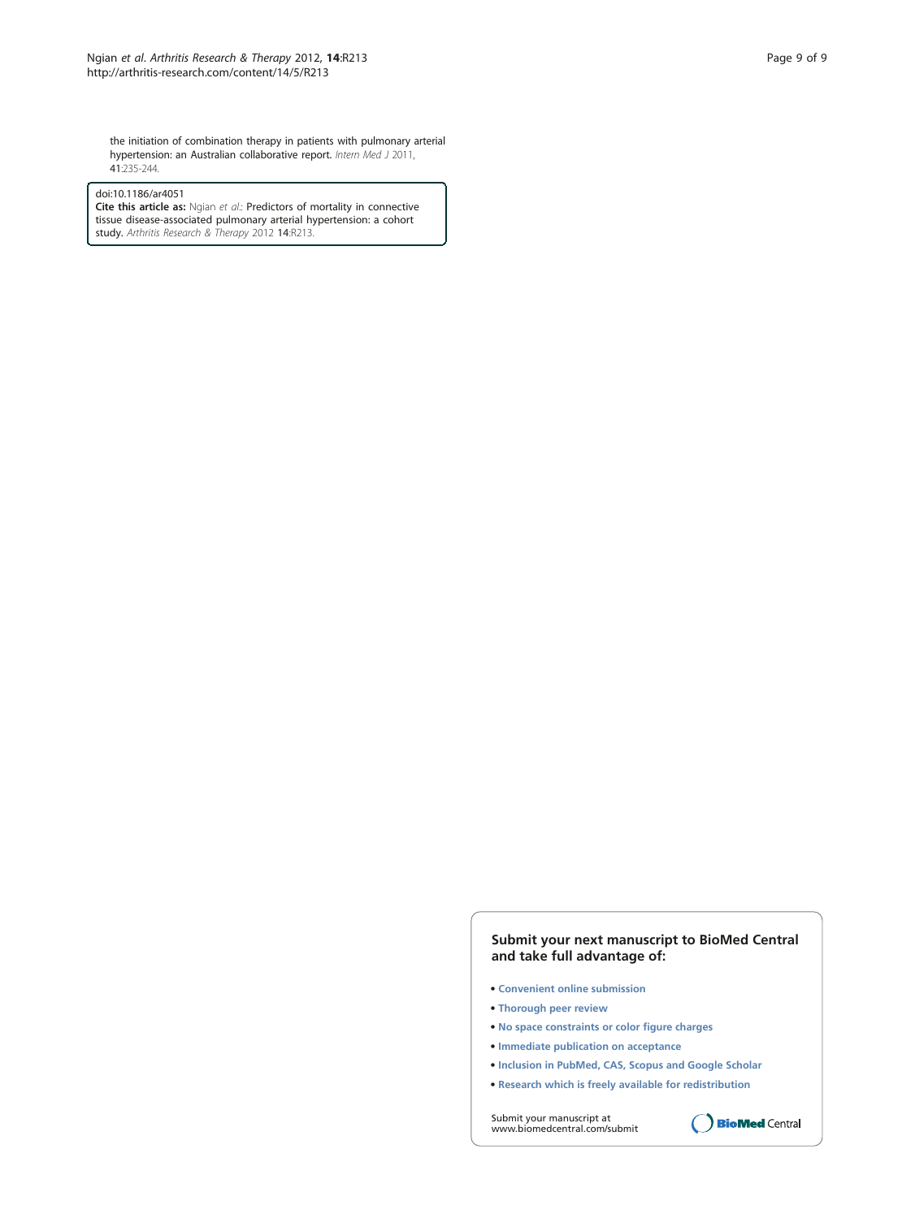the initiation of combination therapy in patients with pulmonary arterial hypertension: an Australian collaborative report. *Intern Med J* 2011, **41**:235-244.

doi:10.1186/ar4051

**Cite this article as:** Ngian *et al.*: Predictors of mortality in connective tissue disease-associated pulmonary arterial hypertension: a cohort study. *Arthritis Research & Therapy* 2012 **14**:R213.

**Submit your next manuscript to BioMed Central and take full advantage of:**

- **Convenient online submission**
- **Thorough peer review**
- **No space constraints or color figure charges**
- **Immediate publication on acceptance**
- **Inclusion in PubMed, CAS, Scopus and Google Scholar**
- **Research which is freely available for redistribution**

Submit your manuscript at www.biomedcentral.com/submit

BioMed Central